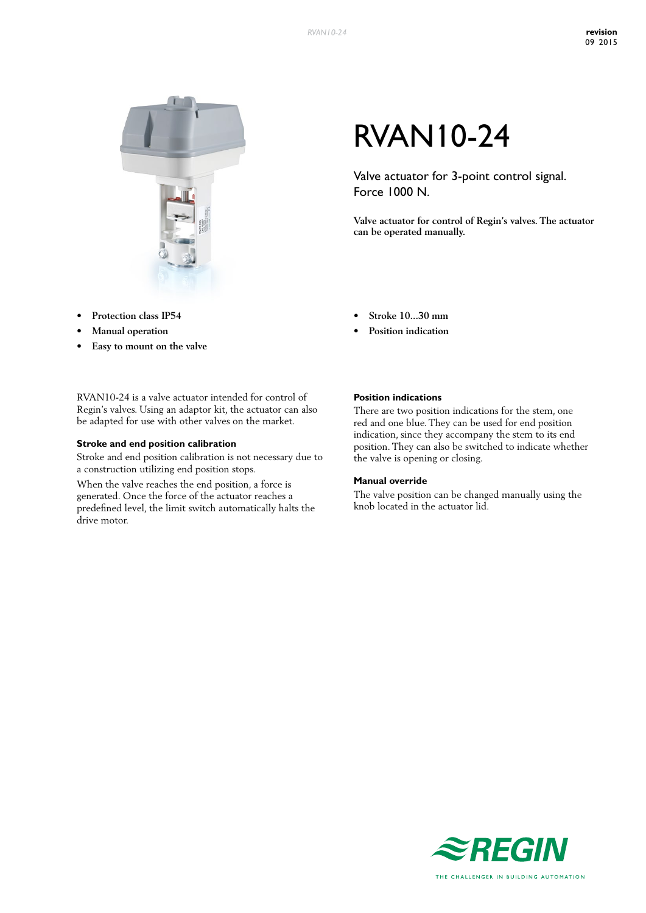# RVAN10-24

Valve actuator for 3-point control signal.
Force 1000 N.

**Valve actuator for control of Regin's valves. The actuator can be operated manually.**

- **Protection class IP54**
- **Manual operation**
- **Easy to mount on the valve**
- **Stroke 10...30 mm**
- **Position indication**

RVAN10-24 is a valve actuator intended for control of Regin's valves. Using an adaptor kit, the actuator can also be adapted for use with other valves on the market.

### Stroke and end position calibration

Stroke and end position calibration is not necessary due to a construction utilizing end position stops.

When the valve reaches the end position, a force is generated. Once the force of the actuator reaches a predefined level, the limit switch automatically halts the drive motor.

### Position indications

There are two position indications for the stem, one red and one blue. They can be used for end position indication, since they accompany the stem to its end position. They can also be switched to indicate whether the valve is opening or closing.

### Manual override

The valve position can be changed manually using the knob located in the actuator lid.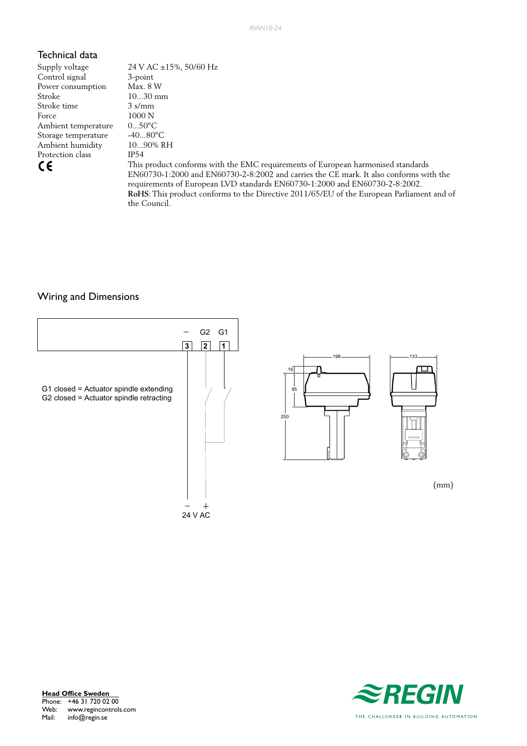## Technical data

| | |
|---|---|
| Supply voltage | 24 V AC ±15%, 50/60 Hz |
| Control signal | 3-point |
| Power consumption | Max. 8 W |
| Stroke | 10...30 mm |
| Stroke time | 3 s/mm |
| Force | 1000 N |
| Ambient temperature | 0...50°C |
| Storage temperature | -40...80°C |
| Ambient humidity | 10...90% RH |
| Protection class | IP54 |
| CE | This product conforms with the EMC requirements of European harmonised standards EN60730-1:2000 and EN60730-2-8:2002 and carries the CE mark. It also conforms with the requirements of European LVD standards EN60730-1:2000 and EN60730-2-8:2002. **RoHS**: This product conforms to the Directive 2011/65/EU of the European Parliament and of the Council. |

## Wiring and Dimensions

– G2 G1

3 2 1

G1 closed = Actuator spindle extending
G2 closed = Actuator spindle retracting

– +
24 V AC

198
133
16
95
250

(mm)

**Head Office Sweden**
Phone: +46 31 720 02 00
Web: www.regincontrols.com
Mail: info@regin.se

REGIN
THE CHALLENGER IN BUILDING AUTOMATION